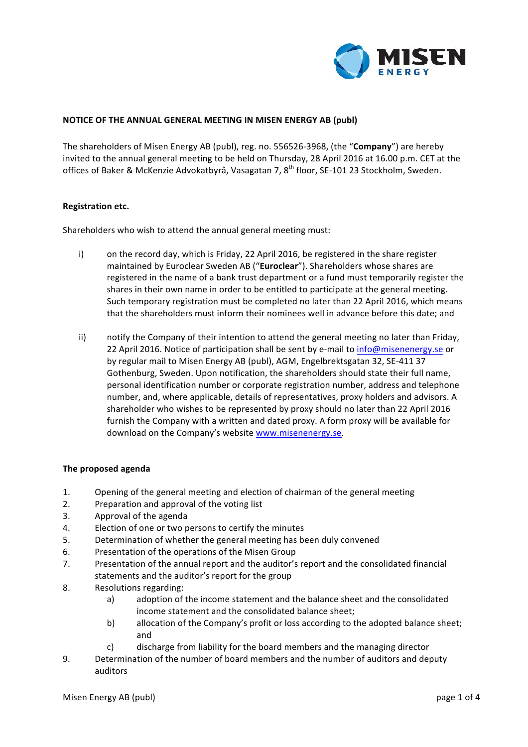## NOTICE OF THE ANNUAL GENERAL MEETING IN MISEN ENERGY AB (publ)

The shareholders of Misen Energy AB (publ), reg. no. 556526-3968, (the "**Company**") are hereby invited to the annual general meeting to be held on Thursday, 28 April 2016 at 16.00 p.m. CET at the offices of Baker & McKenzie Advokatbyrå, Vasagatan 7, 8th floor, SE-101 23 Stockholm, Sweden.

### Registration etc.

Shareholders who wish to attend the annual general meeting must:

i) on the record day, which is Friday, 22 April 2016, be registered in the share register maintained by Euroclear Sweden AB ("**Euroclear**"). Shareholders whose shares are registered in the name of a bank trust department or a fund must temporarily register the shares in their own name in order to be entitled to participate at the general meeting. Such temporary registration must be completed no later than 22 April 2016, which means that the shareholders must inform their nominees well in advance before this date; and

ii) notify the Company of their intention to attend the general meeting no later than Friday, 22 April 2016. Notice of participation shall be sent by e-mail to info@misenenergy.se or by regular mail to Misen Energy AB (publ), AGM, Engelbrektsgatan 32, SE-411 37 Gothenburg, Sweden. Upon notification, the shareholders should state their full name, personal identification number or corporate registration number, address and telephone number, and, where applicable, details of representatives, proxy holders and advisors. A shareholder who wishes to be represented by proxy should no later than 22 April 2016 furnish the Company with a written and dated proxy. A form proxy will be available for download on the Company's website www.misenenergy.se.

### The proposed agenda

1. Opening of the general meeting and election of chairman of the general meeting
2. Preparation and approval of the voting list
3. Approval of the agenda
4. Election of one or two persons to certify the minutes
5. Determination of whether the general meeting has been duly convened
6. Presentation of the operations of the Misen Group
7. Presentation of the annual report and the auditor's report and the consolidated financial statements and the auditor's report for the group
8. Resolutions regarding:
   a) adoption of the income statement and the balance sheet and the consolidated income statement and the consolidated balance sheet;
   b) allocation of the Company's profit or loss according to the adopted balance sheet; and
   c) discharge from liability for the board members and the managing director
9. Determination of the number of board members and the number of auditors and deputy auditors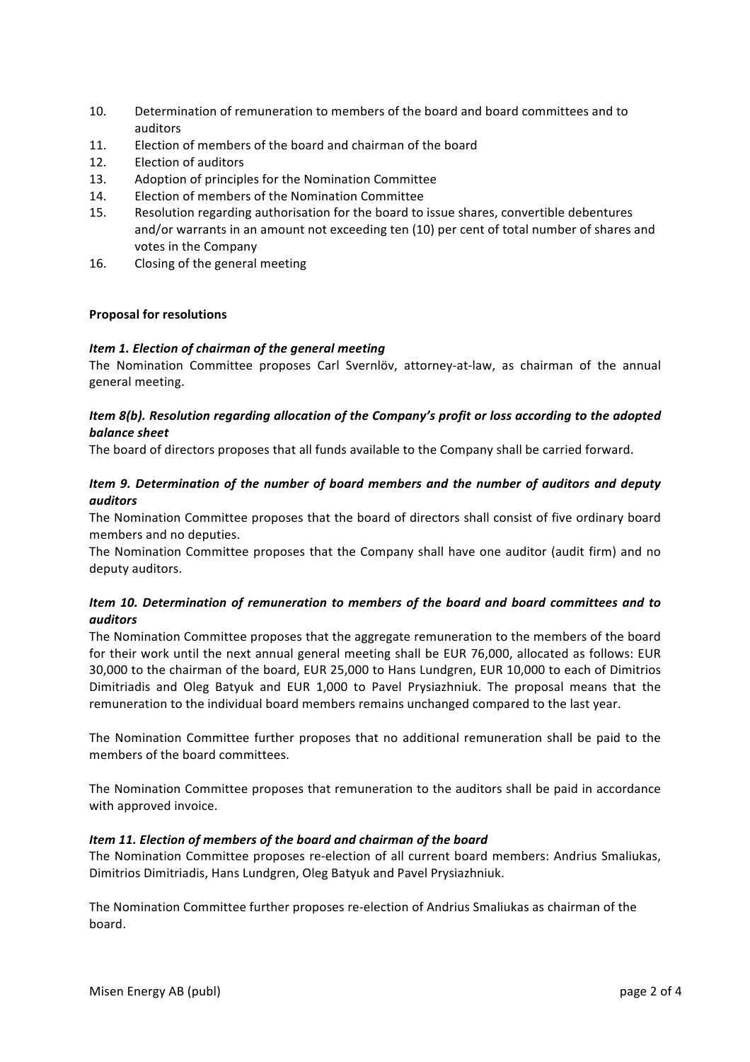10. Determination of remuneration to members of the board and board committees and to auditors
11. Election of members of the board and chairman of the board
12. Election of auditors
13. Adoption of principles for the Nomination Committee
14. Election of members of the Nomination Committee
15. Resolution regarding authorisation for the board to issue shares, convertible debentures and/or warrants in an amount not exceeding ten (10) per cent of total number of shares and votes in the Company
16. Closing of the general meeting

**Proposal for resolutions**

***Item 1. Election of chairman of the general meeting***

The Nomination Committee proposes Carl Svernlöv, attorney-at-law, as chairman of the annual general meeting.

***Item 8(b). Resolution regarding allocation of the Company's profit or loss according to the adopted balance sheet***

The board of directors proposes that all funds available to the Company shall be carried forward.

***Item 9. Determination of the number of board members and the number of auditors and deputy auditors***

The Nomination Committee proposes that the board of directors shall consist of five ordinary board members and no deputies.

The Nomination Committee proposes that the Company shall have one auditor (audit firm) and no deputy auditors.

***Item 10. Determination of remuneration to members of the board and board committees and to auditors***

The Nomination Committee proposes that the aggregate remuneration to the members of the board for their work until the next annual general meeting shall be EUR 76,000, allocated as follows: EUR 30,000 to the chairman of the board, EUR 25,000 to Hans Lundgren, EUR 10,000 to each of Dimitrios Dimitriadis and Oleg Batyuk and EUR 1,000 to Pavel Prysiazhniuk. The proposal means that the remuneration to the individual board members remains unchanged compared to the last year.

The Nomination Committee further proposes that no additional remuneration shall be paid to the members of the board committees.

The Nomination Committee proposes that remuneration to the auditors shall be paid in accordance with approved invoice.

***Item 11. Election of members of the board and chairman of the board***

The Nomination Committee proposes re-election of all current board members: Andrius Smaliukas, Dimitrios Dimitriadis, Hans Lundgren, Oleg Batyuk and Pavel Prysiazhniuk.

The Nomination Committee further proposes re-election of Andrius Smaliukas as chairman of the board.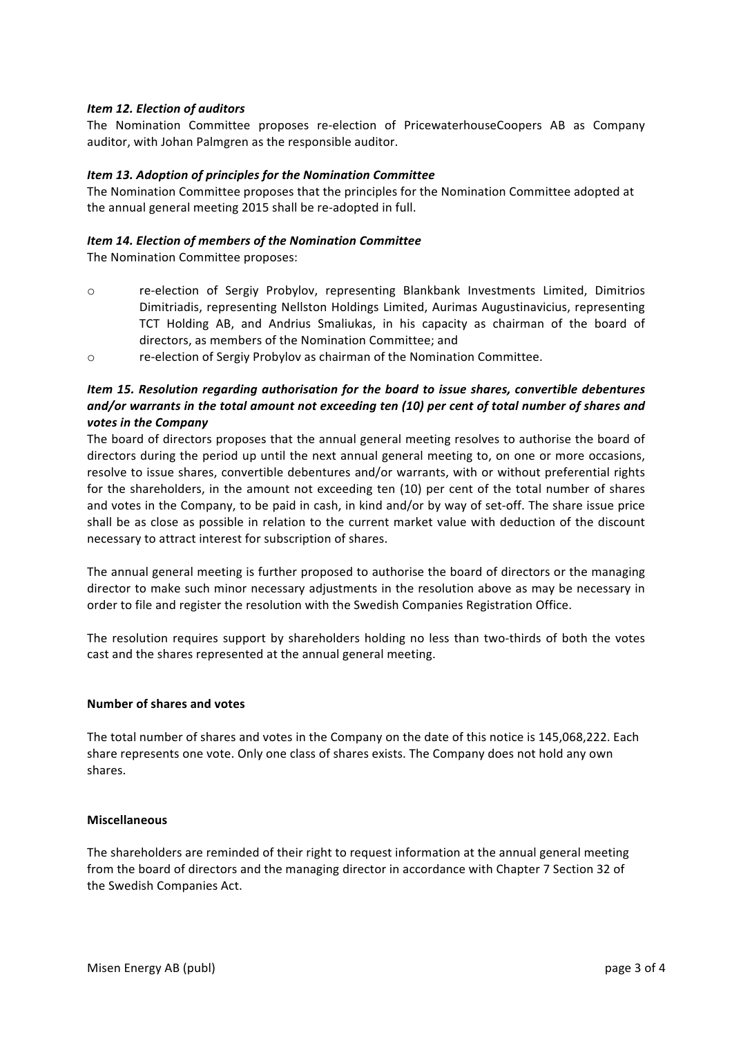***Item 12. Election of auditors***

The Nomination Committee proposes re-election of PricewaterhouseCoopers AB as Company auditor, with Johan Palmgren as the responsible auditor.

***Item 13. Adoption of principles for the Nomination Committee***

The Nomination Committee proposes that the principles for the Nomination Committee adopted at the annual general meeting 2015 shall be re-adopted in full.

***Item 14. Election of members of the Nomination Committee***

The Nomination Committee proposes:

- re-election of Sergiy Probylov, representing Blankbank Investments Limited, Dimitrios Dimitriadis, representing Nellston Holdings Limited, Aurimas Augustinavicius, representing TCT Holding AB, and Andrius Smaliukas, in his capacity as chairman of the board of directors, as members of the Nomination Committee; and
- re-election of Sergiy Probylov as chairman of the Nomination Committee.

***Item 15. Resolution regarding authorisation for the board to issue shares, convertible debentures and/or warrants in the total amount not exceeding ten (10) per cent of total number of shares and votes in the Company***

The board of directors proposes that the annual general meeting resolves to authorise the board of directors during the period up until the next annual general meeting to, on one or more occasions, resolve to issue shares, convertible debentures and/or warrants, with or without preferential rights for the shareholders, in the amount not exceeding ten (10) per cent of the total number of shares and votes in the Company, to be paid in cash, in kind and/or by way of set-off. The share issue price shall be as close as possible in relation to the current market value with deduction of the discount necessary to attract interest for subscription of shares.

The annual general meeting is further proposed to authorise the board of directors or the managing director to make such minor necessary adjustments in the resolution above as may be necessary in order to file and register the resolution with the Swedish Companies Registration Office.

The resolution requires support by shareholders holding no less than two-thirds of both the votes cast and the shares represented at the annual general meeting.

**Number of shares and votes**

The total number of shares and votes in the Company on the date of this notice is 145,068,222. Each share represents one vote. Only one class of shares exists. The Company does not hold any own shares.

**Miscellaneous**

The shareholders are reminded of their right to request information at the annual general meeting from the board of directors and the managing director in accordance with Chapter 7 Section 32 of the Swedish Companies Act.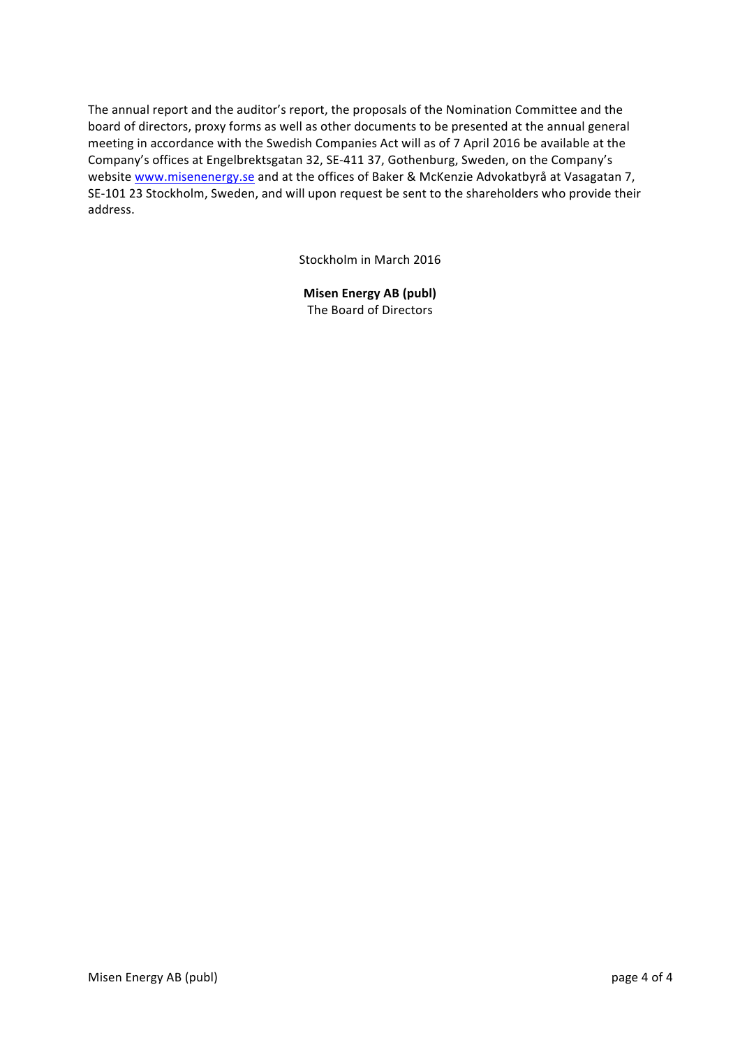The annual report and the auditor's report, the proposals of the Nomination Committee and the board of directors, proxy forms as well as other documents to be presented at the annual general meeting in accordance with the Swedish Companies Act will as of 7 April 2016 be available at the Company's offices at Engelbrektsgatan 32, SE-411 37, Gothenburg, Sweden, on the Company's website www.misenenergy.se and at the offices of Baker & McKenzie Advokatbyrå at Vasagatan 7, SE-101 23 Stockholm, Sweden, and will upon request be sent to the shareholders who provide their address.

Stockholm in March 2016

**Misen Energy AB (publ)**
The Board of Directors